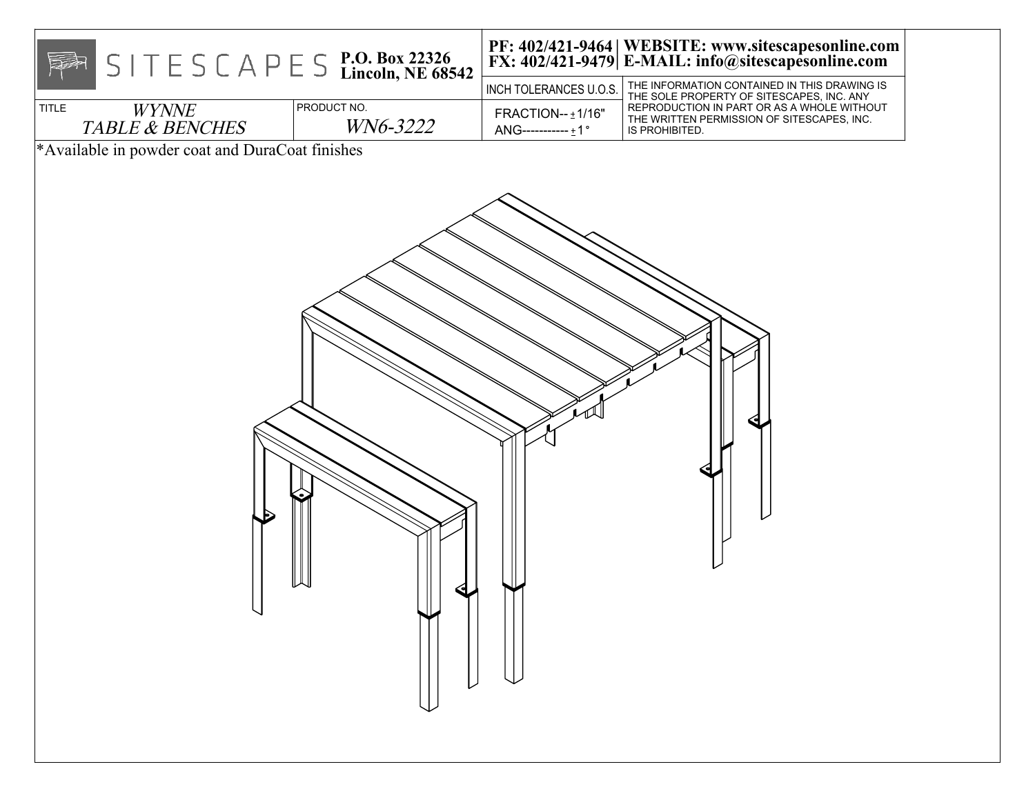SITESCAPES **P.O. Box 22326 Lincoln, NE 68542**

**PF: 402/421-9464 | WEBSITE: www.sitescapesonline.com**
**FX: 402/421-9479 | E-MAIL: info@sitescapesonline.com**

| TITLE | PRODUCT NO. | INCH TOLERANCES U.O.S. | |
|---|---|---|---|
| *WYNNE TABLE & BENCHES* | *WN6-3222* | FRACTION-- ± 1/16" ANG----------- ± 1° | THE INFORMATION CONTAINED IN THIS DRAWING IS THE SOLE PROPERTY OF SITESCAPES, INC. ANY REPRODUCTION IN PART OR AS A WHOLE WITHOUT THE WRITTEN PERMISSION OF SITESCAPES, INC. IS PROHIBITED. |

*Available in powder coat and DuraCoat finishes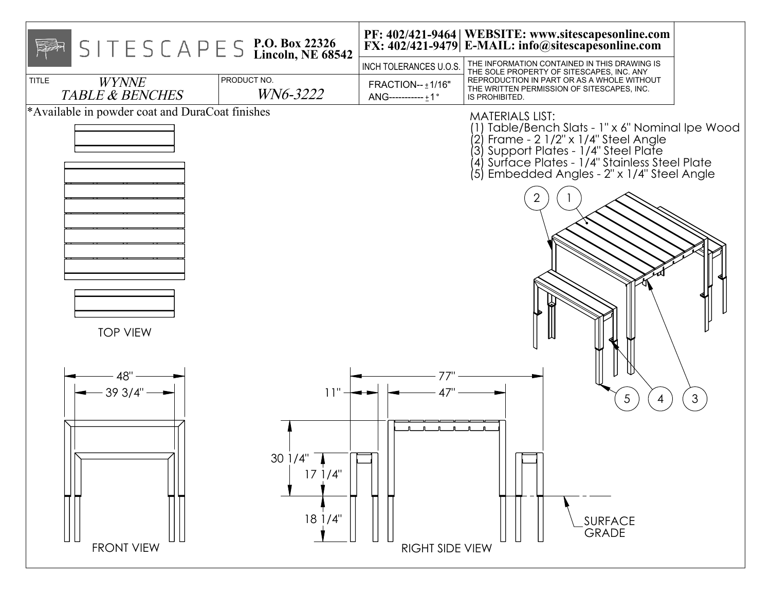SITESCAPES P.O. Box 22326 Lincoln, NE 68542

PF: 402/421-9464 | FX: 402/421-9479

WEBSITE: www.sitescapesonline.com | E-MAIL: info@sitescapesonline.com

| | | |
|---|---|---|
| TITLE *WYNNE TABLE & BENCHES* | PRODUCT NO. *WN6-3222* | INCH TOLERANCES U.O.S. FRACTION-- ± 1/16" ANG----------- ± 1° |

THE INFORMATION CONTAINED IN THIS DRAWING IS THE SOLE PROPERTY OF SITESCAPES, INC. ANY REPRODUCTION IN PART OR AS A WHOLE WITHOUT THE WRITTEN PERMISSION OF SITESCAPES, INC. IS PROHIBITED.

*Available in powder coat and DuraCoat finishes

MATERIALS LIST:

(1) Table/Bench Slats - 1" x 6" Nominal Ipe Wood
(2) Frame - 2 1/2" x 1/4" Steel Angle
(3) Support Plates - 1/4" Steel Plate
(4) Surface Plates - 1/4" Stainless Steel Plate
(5) Embedded Angles - 2" x 1/4" Steel Angle

2 1

5 4 3

TOP VIEW

48"
39 3/4"

FRONT VIEW

77"
11"
47"
30 1/4"
17 1/4"
18 1/4"
SURFACE GRADE

RIGHT SIDE VIEW